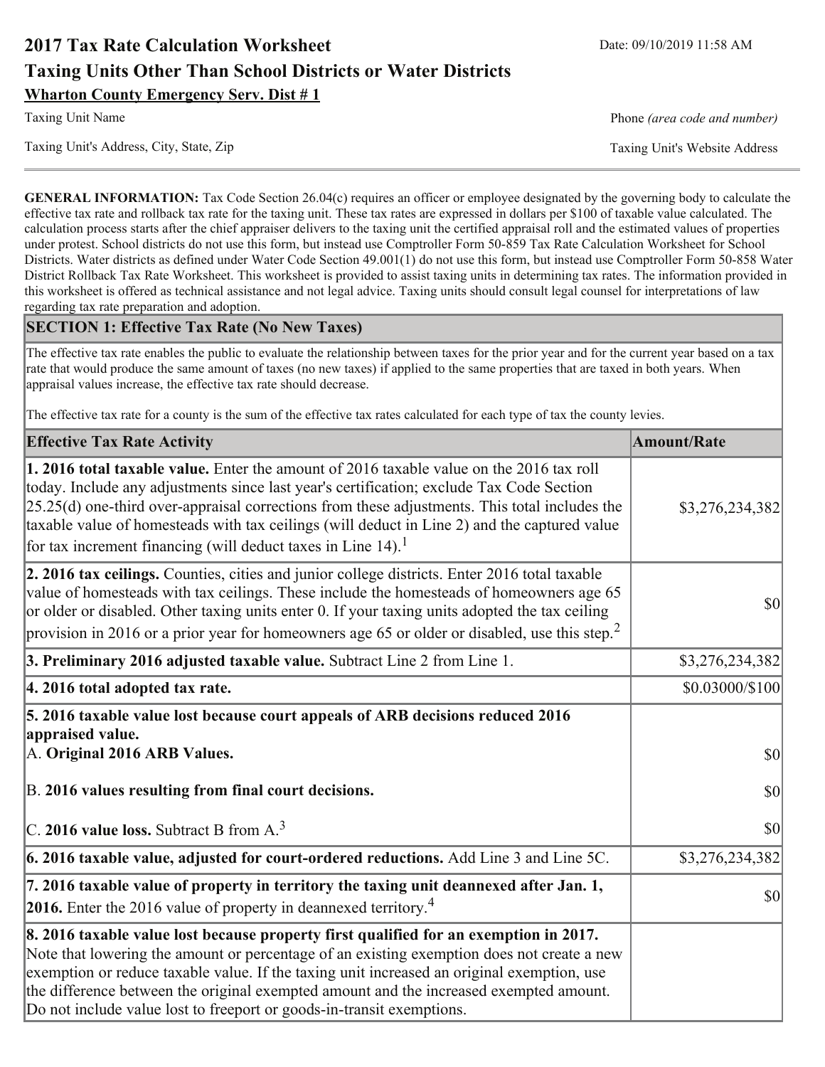# 2017 Tax Rate Calculation Worksheet

Date: 09/10/2019 11:58 AM

## Taxing Units Other Than School Districts or Water Districts

**Wharton County Emergency Serv. Dist # 1**

Taxing Unit Name | Phone *(area code and number)*

Taxing Unit's Address, City, State, Zip | Taxing Unit's Website Address

---

**GENERAL INFORMATION:** Tax Code Section 26.04(c) requires an officer or employee designated by the governing body to calculate the effective tax rate and rollback tax rate for the taxing unit. These tax rates are expressed in dollars per $100 of taxable value calculated. The calculation process starts after the chief appraiser delivers to the taxing unit the certified appraisal roll and the estimated values of properties under protest. School districts do not use this form, but instead use Comptroller Form 50-859 Tax Rate Calculation Worksheet for School Districts. Water districts as defined under Water Code Section 49.001(1) do not use this form, but instead use Comptroller Form 50-858 Water District Rollback Tax Rate Worksheet. This worksheet is provided to assist taxing units in determining tax rates. The information provided in this worksheet is offered as technical assistance and not legal advice. Taxing units should consult legal counsel for interpretations of law regarding tax rate preparation and adoption.

## SECTION 1: Effective Tax Rate (No New Taxes)

The effective tax rate enables the public to evaluate the relationship between taxes for the prior year and for the current year based on a tax rate that would produce the same amount of taxes (no new taxes) if applied to the same properties that are taxed in both years. When appraisal values increase, the effective tax rate should decrease.

The effective tax rate for a county is the sum of the effective tax rates calculated for each type of tax the county levies.

| Effective Tax Rate Activity | Amount/Rate |
|---|---|
| **1. 2016 total taxable value.** Enter the amount of 2016 taxable value on the 2016 tax roll today. Include any adjustments since last year's certification; exclude Tax Code Section 25.25(d) one-third over-appraisal corrections from these adjustments. This total includes the taxable value of homesteads with tax ceilings (will deduct in Line 2) and the captured value for tax increment financing (will deduct taxes in Line 14).[1] | $3,276,234,382 |
| **2. 2016 tax ceilings.** Counties, cities and junior college districts. Enter 2016 total taxable value of homesteads with tax ceilings. These include the homesteads of homeowners age 65 or older or disabled. Other taxing units enter 0. If your taxing units adopted the tax ceiling provision in 2016 or a prior year for homeowners age 65 or older or disabled, use this step.[2] | $0 |
| **3. Preliminary 2016 adjusted taxable value.** Subtract Line 2 from Line 1. | $3,276,234,382 |
| **4. 2016 total adopted tax rate.** | $0.03000/$100 |
| **5. 2016 taxable value lost because court appeals of ARB decisions reduced 2016 appraised value.** | |
| A. **Original 2016 ARB Values.** | $0 |
| B. **2016 values resulting from final court decisions.** | $0 |
| C. **2016 value loss.** Subtract B from A.[3] | $0 |
| **6. 2016 taxable value, adjusted for court-ordered reductions.** Add Line 3 and Line 5C. | $3,276,234,382 |
| **7. 2016 taxable value of property in territory the taxing unit deannexed after Jan. 1, 2016.** Enter the 2016 value of property in deannexed territory.[4] | $0 |
| **8. 2016 taxable value lost because property first qualified for an exemption in 2017.** Note that lowering the amount or percentage of an existing exemption does not create a new exemption or reduce taxable value. If the taxing unit increased an original exemption, use the difference between the original exempted amount and the increased exempted amount. Do not include value lost to freeport or goods-in-transit exemptions. | |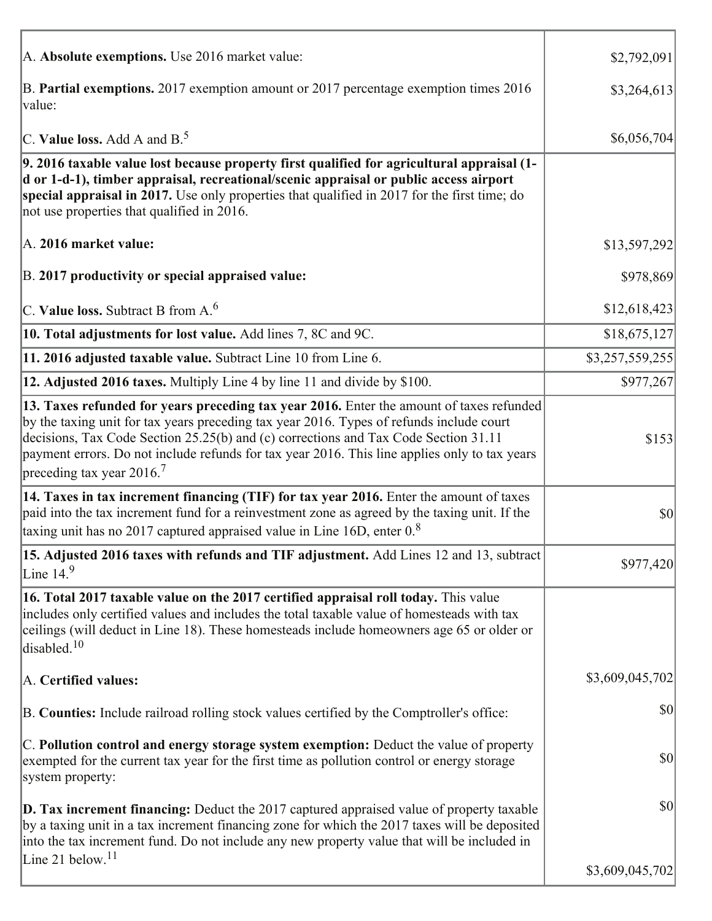| | |
|---|---|
| A. **Absolute exemptions.** Use 2016 market value: | $2,792,091 |
| B. **Partial exemptions.** 2017 exemption amount or 2017 percentage exemption times 2016 value: | $3,264,613 |
| C. **Value loss.** Add A and B.[5] | $6,056,704 |
| **9. 2016 taxable value lost because property first qualified for agricultural appraisal (1-d or 1-d-1), timber appraisal, recreational/scenic appraisal or public access airport special appraisal in 2017.** Use only properties that qualified in 2017 for the first time; do not use properties that qualified in 2016. | |
| A. **2016 market value:** | $13,597,292 |
| B. **2017 productivity or special appraised value:** | $978,869 |
| C. **Value loss.** Subtract B from A.[6] | $12,618,423 |
| **10. Total adjustments for lost value.** Add lines 7, 8C and 9C. | $18,675,127 |
| **11. 2016 adjusted taxable value.** Subtract Line 10 from Line 6. | $3,257,559,255 |
| **12. Adjusted 2016 taxes.** Multiply Line 4 by line 11 and divide by $100. | $977,267 |
| **13. Taxes refunded for years preceding tax year 2016.** Enter the amount of taxes refunded by the taxing unit for tax years preceding tax year 2016. Types of refunds include court decisions, Tax Code Section 25.25(b) and (c) corrections and Tax Code Section 31.11 payment errors. Do not include refunds for tax year 2016. This line applies only to tax years preceding tax year 2016.[7] | $153 |
| **14. Taxes in tax increment financing (TIF) for tax year 2016.** Enter the amount of taxes paid into the tax increment fund for a reinvestment zone as agreed by the taxing unit. If the taxing unit has no 2017 captured appraised value in Line 16D, enter 0.[8] | $0 |
| **15. Adjusted 2016 taxes with refunds and TIF adjustment.** Add Lines 12 and 13, subtract Line 14.[9] | $977,420 |
| **16. Total 2017 taxable value on the 2017 certified appraisal roll today.** This value includes only certified values and includes the total taxable value of homesteads with tax ceilings (will deduct in Line 18). These homesteads include homeowners age 65 or older or disabled.[10] | |
| A. **Certified values:** | $3,609,045,702 |
| B. **Counties:** Include railroad rolling stock values certified by the Comptroller's office: | $0 |
| C. **Pollution control and energy storage system exemption:** Deduct the value of property exempted for the current tax year for the first time as pollution control or energy storage system property: | $0 |
| **D. Tax increment financing:** Deduct the 2017 captured appraised value of property taxable by a taxing unit in a tax increment financing zone for which the 2017 taxes will be deposited into the tax increment fund. Do not include any new property value that will be included in Line 21 below.[11] | $0<br>$3,609,045,702 |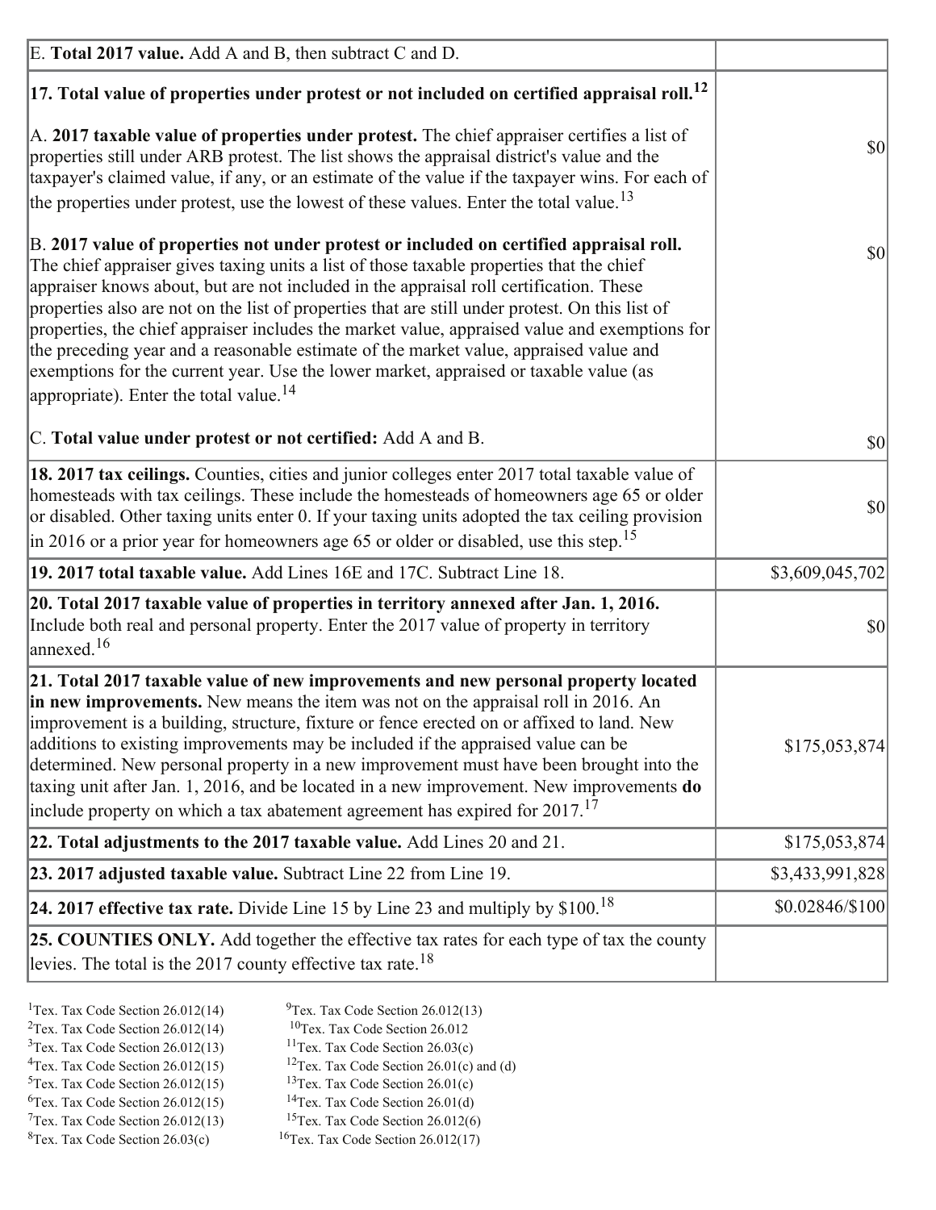| | |
|---|---|
| E. **Total 2017 value.** Add A and B, then subtract C and D. | |
| **17. Total value of properties under protest or not included on certified appraisal roll.**[12] | |
| A. **2017 taxable value of properties under protest.** The chief appraiser certifies a list of properties still under ARB protest. The list shows the appraisal district's value and the taxpayer's claimed value, if any, or an estimate of the value if the taxpayer wins. For each of the properties under protest, use the lowest of these values. Enter the total value.[13] | $0 |
| B. **2017 value of properties not under protest or included on certified appraisal roll.** The chief appraiser gives taxing units a list of those taxable properties that the chief appraiser knows about, but are not included in the appraisal roll certification. These properties also are not on the list of properties that are still under protest. On this list of properties, the chief appraiser includes the market value, appraised value and exemptions for the preceding year and a reasonable estimate of the market value, appraised value and exemptions for the current year. Use the lower market, appraised or taxable value (as appropriate). Enter the total value.[14] | $0 |
| C. **Total value under protest or not certified:** Add A and B. | $0 |
| **18. 2017 tax ceilings.** Counties, cities and junior colleges enter 2017 total taxable value of homesteads with tax ceilings. These include the homesteads of homeowners age 65 or older or disabled. Other taxing units enter 0. If your taxing units adopted the tax ceiling provision in 2016 or a prior year for homeowners age 65 or older or disabled, use this step.[15] | $0 |
| **19. 2017 total taxable value.** Add Lines 16E and 17C. Subtract Line 18. | $3,609,045,702 |
| **20. Total 2017 taxable value of properties in territory annexed after Jan. 1, 2016.** Include both real and personal property. Enter the 2017 value of property in territory annexed.[16] | $0 |
| **21. Total 2017 taxable value of new improvements and new personal property located in new improvements.** New means the item was not on the appraisal roll in 2016. An improvement is a building, structure, fixture or fence erected on or affixed to land. New additions to existing improvements may be included if the appraised value can be determined. New personal property in a new improvement must have been brought into the taxing unit after Jan. 1, 2016, and be located in a new improvement. New improvements **do** include property on which a tax abatement agreement has expired for 2017.[17] | $175,053,874 |
| **22. Total adjustments to the 2017 taxable value.** Add Lines 20 and 21. | $175,053,874 |
| **23. 2017 adjusted taxable value.** Subtract Line 22 from Line 19. | $3,433,991,828 |
| **24. 2017 effective tax rate.** Divide Line 15 by Line 23 and multiply by $100.[18] | $0.02846/$100 |
| **25. COUNTIES ONLY.** Add together the effective tax rates for each type of tax the county levies. The total is the 2017 county effective tax rate.[18] | |

[1]Tex. Tax Code Section 26.012(14)
[2]Tex. Tax Code Section 26.012(14)
[3]Tex. Tax Code Section 26.012(13)
[4]Tex. Tax Code Section 26.012(15)
[5]Tex. Tax Code Section 26.012(15)
[6]Tex. Tax Code Section 26.012(15)
[7]Tex. Tax Code Section 26.012(13)
[8]Tex. Tax Code Section 26.03(c)
[9]Tex. Tax Code Section 26.012(13)
[10]Tex. Tax Code Section 26.012
[11]Tex. Tax Code Section 26.03(c)
[12]Tex. Tax Code Section 26.01(c) and (d)
[13]Tex. Tax Code Section 26.01(c)
[14]Tex. Tax Code Section 26.01(d)
[15]Tex. Tax Code Section 26.012(6)
[16]Tex. Tax Code Section 26.012(17)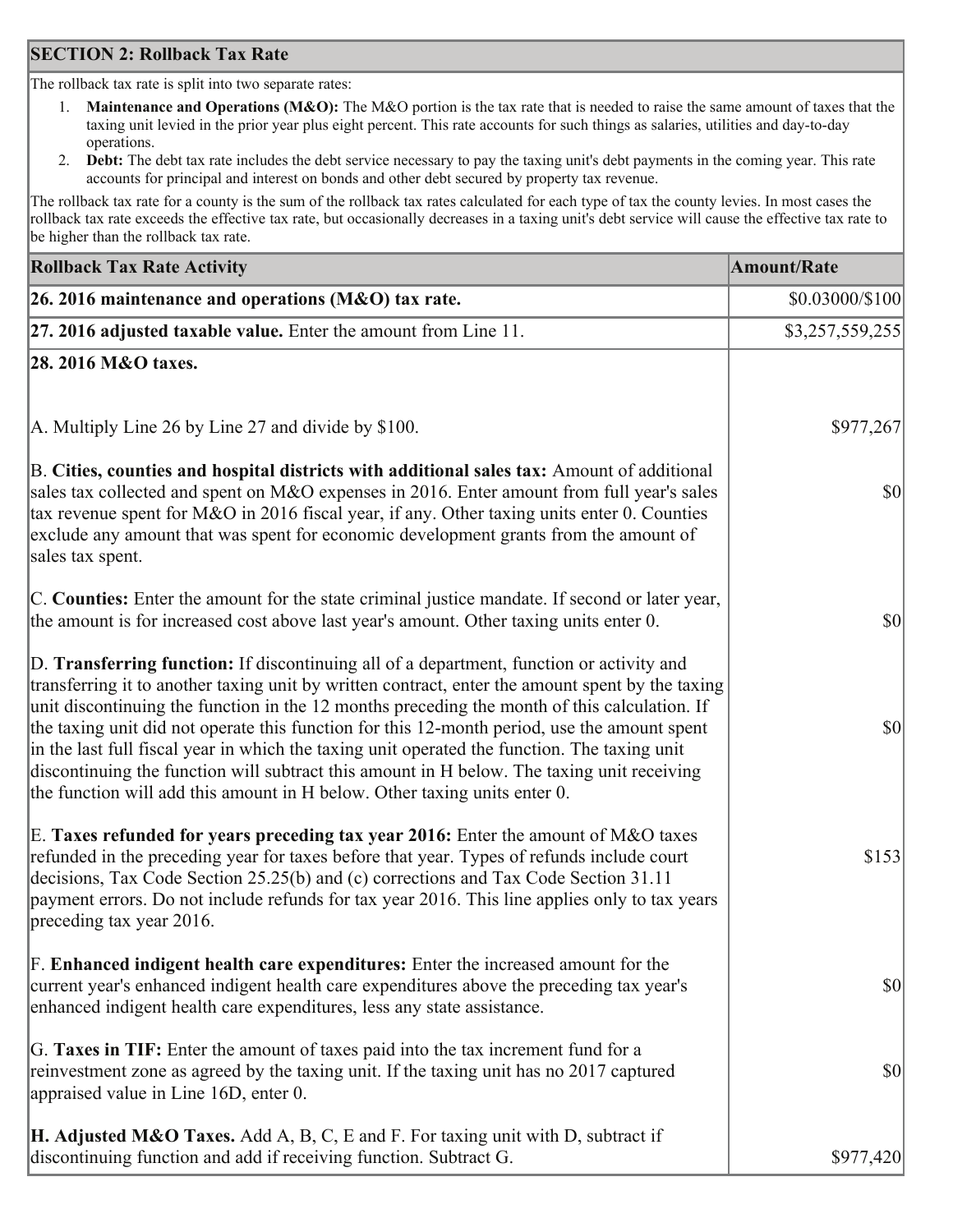## SECTION 2: Rollback Tax Rate

The rollback tax rate is split into two separate rates:

1. **Maintenance and Operations (M&O):** The M&O portion is the tax rate that is needed to raise the same amount of taxes that the taxing unit levied in the prior year plus eight percent. This rate accounts for such things as salaries, utilities and day-to-day operations.
2. **Debt:** The debt tax rate includes the debt service necessary to pay the taxing unit's debt payments in the coming year. This rate accounts for principal and interest on bonds and other debt secured by property tax revenue.

The rollback tax rate for a county is the sum of the rollback tax rates calculated for each type of tax the county levies. In most cases the rollback tax rate exceeds the effective tax rate, but occasionally decreases in a taxing unit's debt service will cause the effective tax rate to be higher than the rollback tax rate.

| Rollback Tax Rate Activity | Amount/Rate |
|---|---|
| **26. 2016 maintenance and operations (M&O) tax rate.** | $0.03000/$100 |
| **27. 2016 adjusted taxable value.** Enter the amount from Line 11. | $3,257,559,255 |
| **28. 2016 M&O taxes.** | |
| A. Multiply Line 26 by Line 27 and divide by $100. | $977,267 |
| B. **Cities, counties and hospital districts with additional sales tax:** Amount of additional sales tax collected and spent on M&O expenses in 2016. Enter amount from full year's sales tax revenue spent for M&O in 2016 fiscal year, if any. Other taxing units enter 0. Counties exclude any amount that was spent for economic development grants from the amount of sales tax spent. | $0 |
| C. **Counties:** Enter the amount for the state criminal justice mandate. If second or later year, the amount is for increased cost above last year's amount. Other taxing units enter 0. | $0 |
| D. **Transferring function:** If discontinuing all of a department, function or activity and transferring it to another taxing unit by written contract, enter the amount spent by the taxing unit discontinuing the function in the 12 months preceding the month of this calculation. If the taxing unit did not operate this function for this 12-month period, use the amount spent in the last full fiscal year in which the taxing unit operated the function. The taxing unit discontinuing the function will subtract this amount in H below. The taxing unit receiving the function will add this amount in H below. Other taxing units enter 0. | $0 |
| E. **Taxes refunded for years preceding tax year 2016:** Enter the amount of M&O taxes refunded in the preceding year for taxes before that year. Types of refunds include court decisions, Tax Code Section 25.25(b) and (c) corrections and Tax Code Section 31.11 payment errors. Do not include refunds for tax year 2016. This line applies only to tax years preceding tax year 2016. | $153 |
| F. **Enhanced indigent health care expenditures:** Enter the increased amount for the current year's enhanced indigent health care expenditures above the preceding tax year's enhanced indigent health care expenditures, less any state assistance. | $0 |
| G. **Taxes in TIF:** Enter the amount of taxes paid into the tax increment fund for a reinvestment zone as agreed by the taxing unit. If the taxing unit has no 2017 captured appraised value in Line 16D, enter 0. | $0 |
| **H. Adjusted M&O Taxes.** Add A, B, C, E and F. For taxing unit with D, subtract if discontinuing function and add if receiving function. Subtract G. | $977,420 |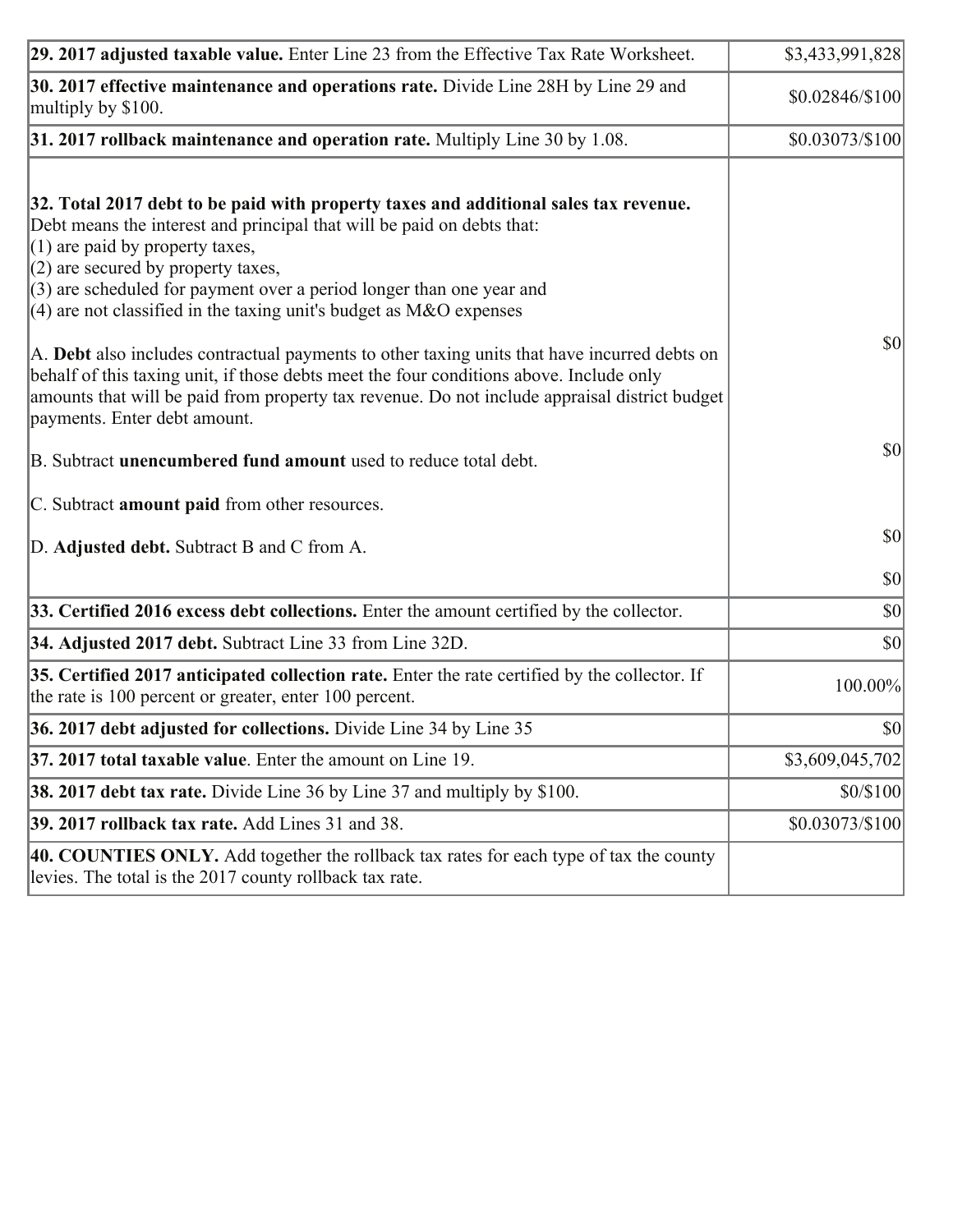| | |
|---|---|
| **29. 2017 adjusted taxable value.** Enter Line 23 from the Effective Tax Rate Worksheet. | $3,433,991,828 |
| **30. 2017 effective maintenance and operations rate.** Divide Line 28H by Line 29 and multiply by $100. | $0.02846/$100 |
| **31. 2017 rollback maintenance and operation rate.** Multiply Line 30 by 1.08. | $0.03073/$100 |
| **32. Total 2017 debt to be paid with property taxes and additional sales tax revenue.** Debt means the interest and principal that will be paid on debts that:<br>(1) are paid by property taxes,<br>(2) are secured by property taxes,<br>(3) are scheduled for payment over a period longer than one year and<br>(4) are not classified in the taxing unit's budget as M&O expenses<br><br>A. **Debt** also includes contractual payments to other taxing units that have incurred debts on behalf of this taxing unit, if those debts meet the four conditions above. Include only amounts that will be paid from property tax revenue. Do not include appraisal district budget payments. Enter debt amount.<br><br>B. Subtract **unencumbered fund amount** used to reduce total debt.<br><br>C. Subtract **amount paid** from other resources.<br><br>D. **Adjusted debt.** Subtract B and C from A. | $0<br><br>$0<br><br>$0<br><br>$0 |
| **33. Certified 2016 excess debt collections.** Enter the amount certified by the collector. | $0 |
| **34. Adjusted 2017 debt.** Subtract Line 33 from Line 32D. | $0 |
| **35. Certified 2017 anticipated collection rate.** Enter the rate certified by the collector. If the rate is 100 percent or greater, enter 100 percent. | 100.00% |
| **36. 2017 debt adjusted for collections.** Divide Line 34 by Line 35 | $0 |
| **37. 2017 total taxable value**. Enter the amount on Line 19. | $3,609,045,702 |
| **38. 2017 debt tax rate.** Divide Line 36 by Line 37 and multiply by $100. | $0/$100 |
| **39. 2017 rollback tax rate.** Add Lines 31 and 38. | $0.03073/$100 |
| **40. COUNTIES ONLY.** Add together the rollback tax rates for each type of tax the county levies. The total is the 2017 county rollback tax rate. | |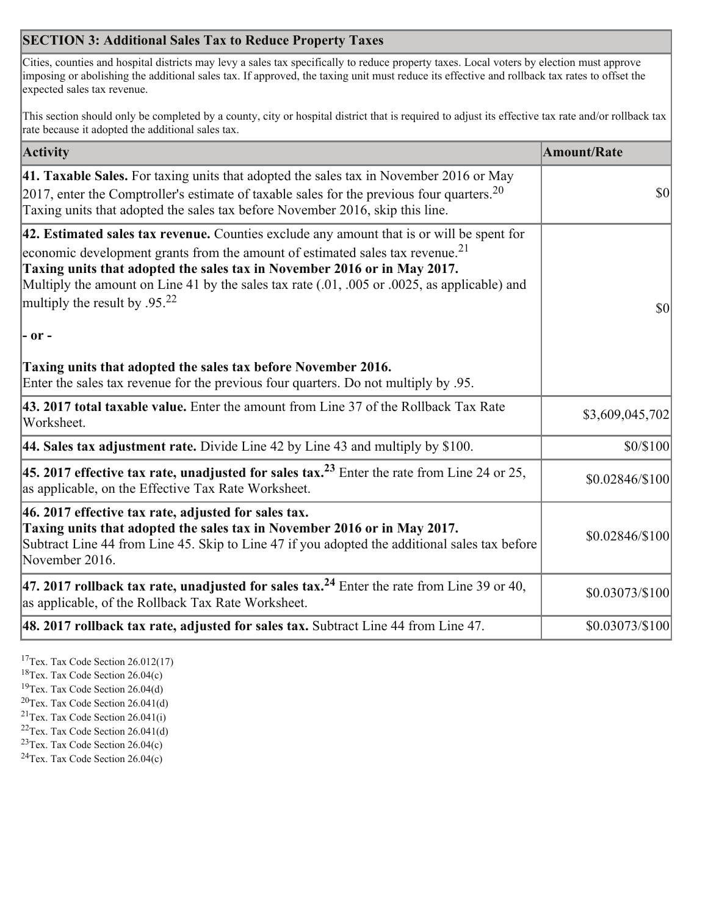## SECTION 3: Additional Sales Tax to Reduce Property Taxes

Cities, counties and hospital districts may levy a sales tax specifically to reduce property taxes. Local voters by election must approve imposing or abolishing the additional sales tax. If approved, the taxing unit must reduce its effective and rollback tax rates to offset the expected sales tax revenue.

This section should only be completed by a county, city or hospital district that is required to adjust its effective tax rate and/or rollback tax rate because it adopted the additional sales tax.

| Activity | Amount/Rate |
|---|---|
| **41. Taxable Sales.** For taxing units that adopted the sales tax in November 2016 or May 2017, enter the Comptroller's estimate of taxable sales for the previous four quarters.[20] Taxing units that adopted the sales tax before November 2016, skip this line. | $0 |
| **42. Estimated sales tax revenue.** Counties exclude any amount that is or will be spent for economic development grants from the amount of estimated sales tax revenue.[21] **Taxing units that adopted the sales tax in November 2016 or in May 2017.** Multiply the amount on Line 41 by the sales tax rate (.01, .005 or .0025, as applicable) and multiply the result by .95.[22] **- or -** **Taxing units that adopted the sales tax before November 2016.** Enter the sales tax revenue for the previous four quarters. Do not multiply by .95. | $0 |
| **43. 2017 total taxable value.** Enter the amount from Line 37 of the Rollback Tax Rate Worksheet. | $3,609,045,702 |
| **44. Sales tax adjustment rate.** Divide Line 42 by Line 43 and multiply by $100. | $0/$100 |
| **45. 2017 effective tax rate, unadjusted for sales tax.[23]** Enter the rate from Line 24 or 25, as applicable, on the Effective Tax Rate Worksheet. | $0.02846/$100 |
| **46. 2017 effective tax rate, adjusted for sales tax.** **Taxing units that adopted the sales tax in November 2016 or in May 2017.** Subtract Line 44 from Line 45. Skip to Line 47 if you adopted the additional sales tax before November 2016. | $0.02846/$100 |
| **47. 2017 rollback tax rate, unadjusted for sales tax.[24]** Enter the rate from Line 39 or 40, as applicable, of the Rollback Tax Rate Worksheet. | $0.03073/$100 |
| **48. 2017 rollback tax rate, adjusted for sales tax.** Subtract Line 44 from Line 47. | $0.03073/$100 |

[17] Tex. Tax Code Section 26.012(17)
[18] Tex. Tax Code Section 26.04(c)
[19] Tex. Tax Code Section 26.04(d)
[20] Tex. Tax Code Section 26.041(d)
[21] Tex. Tax Code Section 26.041(i)
[22] Tex. Tax Code Section 26.041(d)
[23] Tex. Tax Code Section 26.04(c)
[24] Tex. Tax Code Section 26.04(c)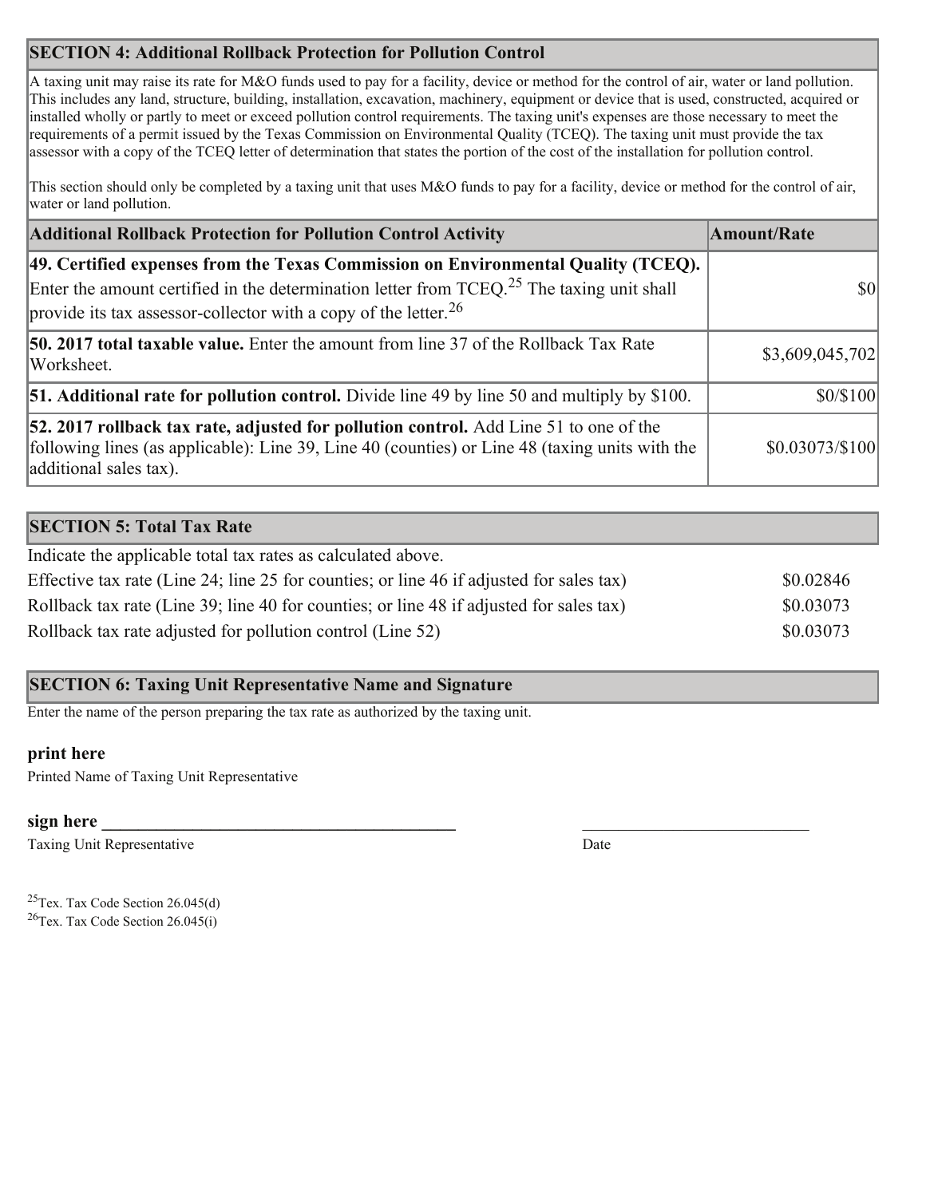## SECTION 4: Additional Rollback Protection for Pollution Control

A taxing unit may raise its rate for M&O funds used to pay for a facility, device or method for the control of air, water or land pollution. This includes any land, structure, building, installation, excavation, machinery, equipment or device that is used, constructed, acquired or installed wholly or partly to meet or exceed pollution control requirements. The taxing unit's expenses are those necessary to meet the requirements of a permit issued by the Texas Commission on Environmental Quality (TCEQ). The taxing unit must provide the tax assessor with a copy of the TCEQ letter of determination that states the portion of the cost of the installation for pollution control.

This section should only be completed by a taxing unit that uses M&O funds to pay for a facility, device or method for the control of air, water or land pollution.

| Additional Rollback Protection for Pollution Control Activity | Amount/Rate |
|---|---|
| **49. Certified expenses from the Texas Commission on Environmental Quality (TCEQ).** Enter the amount certified in the determination letter from TCEQ.[25] The taxing unit shall provide its tax assessor-collector with a copy of the letter.[26] | $0 |
| **50. 2017 total taxable value.** Enter the amount from line 37 of the Rollback Tax Rate Worksheet. | $3,609,045,702 |
| **51. Additional rate for pollution control.** Divide line 49 by line 50 and multiply by $100. | $0/$100 |
| **52. 2017 rollback tax rate, adjusted for pollution control.** Add Line 51 to one of the following lines (as applicable): Line 39, Line 40 (counties) or Line 48 (taxing units with the additional sales tax). | $0.03073/$100 |

## SECTION 5: Total Tax Rate

Indicate the applicable total tax rates as calculated above.

| | |
|---|---|
| Effective tax rate (Line 24; line 25 for counties; or line 46 if adjusted for sales tax) | $0.02846 |
| Rollback tax rate (Line 39; line 40 for counties; or line 48 if adjusted for sales tax) | $0.03073 |
| Rollback tax rate adjusted for pollution control (Line 52) | $0.03073 |

## SECTION 6: Taxing Unit Representative Name and Signature

Enter the name of the person preparing the tax rate as authorized by the taxing unit.

**print here**

Printed Name of Taxing Unit Representative

**sign here** \_\_\_\_\_\_\_\_\_\_\_\_\_\_\_\_\_\_\_\_\_\_\_\_\_\_\_\_\_\_\_\_\_\_\_\_\_\_\_\_ \_\_\_\_\_\_\_\_\_\_\_\_\_\_\_\_\_\_\_\_\_\_\_\_\_\_\_\_

Taxing Unit Representative Date

[25] Tex. Tax Code Section 26.045(d)
[26] Tex. Tax Code Section 26.045(i)